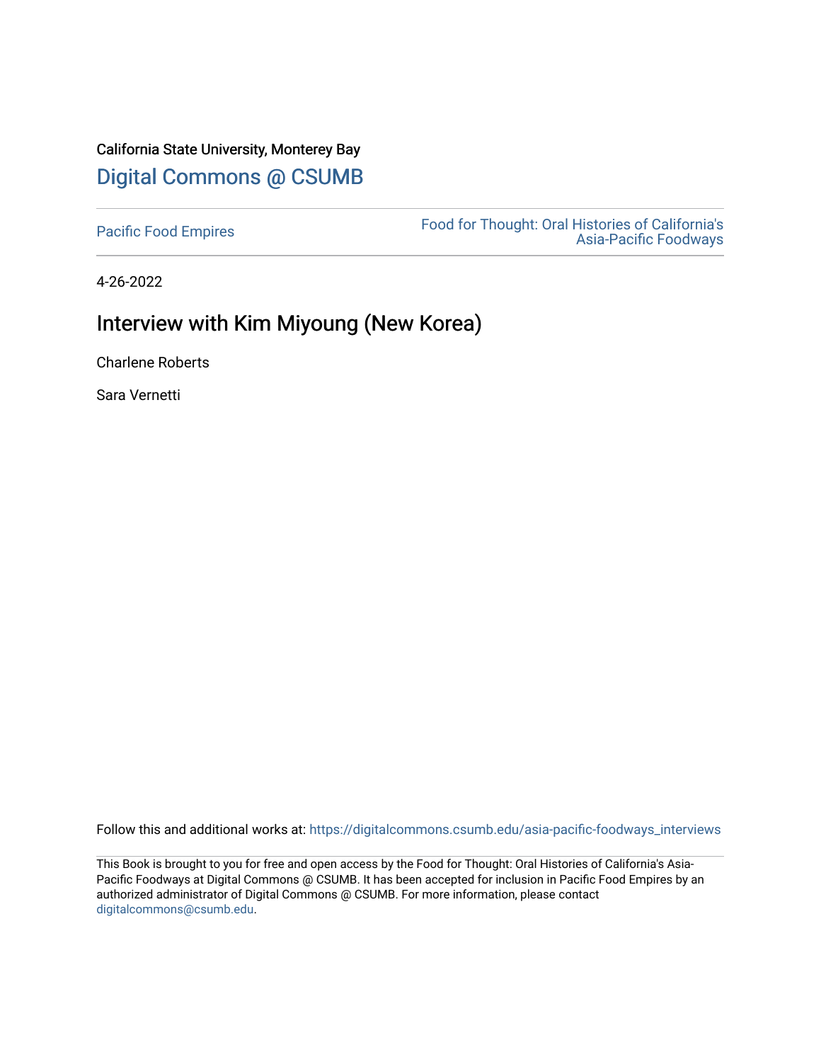California State University, Monterey Bay

# Digital Commons @ CSUMB

Pacific Food Empires

Food for Thought: Oral Histories of California's Asia-Pacific Foodways

4-26-2022

## Interview with Kim Miyoung (New Korea)

Charlene Roberts

Sara Vernetti

Follow this and additional works at: https://digitalcommons.csumb.edu/asia-pacific-foodways_interviews

This Book is brought to you for free and open access by the Food for Thought: Oral Histories of California's Asia-Pacific Foodways at Digital Commons @ CSUMB. It has been accepted for inclusion in Pacific Food Empires by an authorized administrator of Digital Commons @ CSUMB. For more information, please contact digitalcommons@csumb.edu.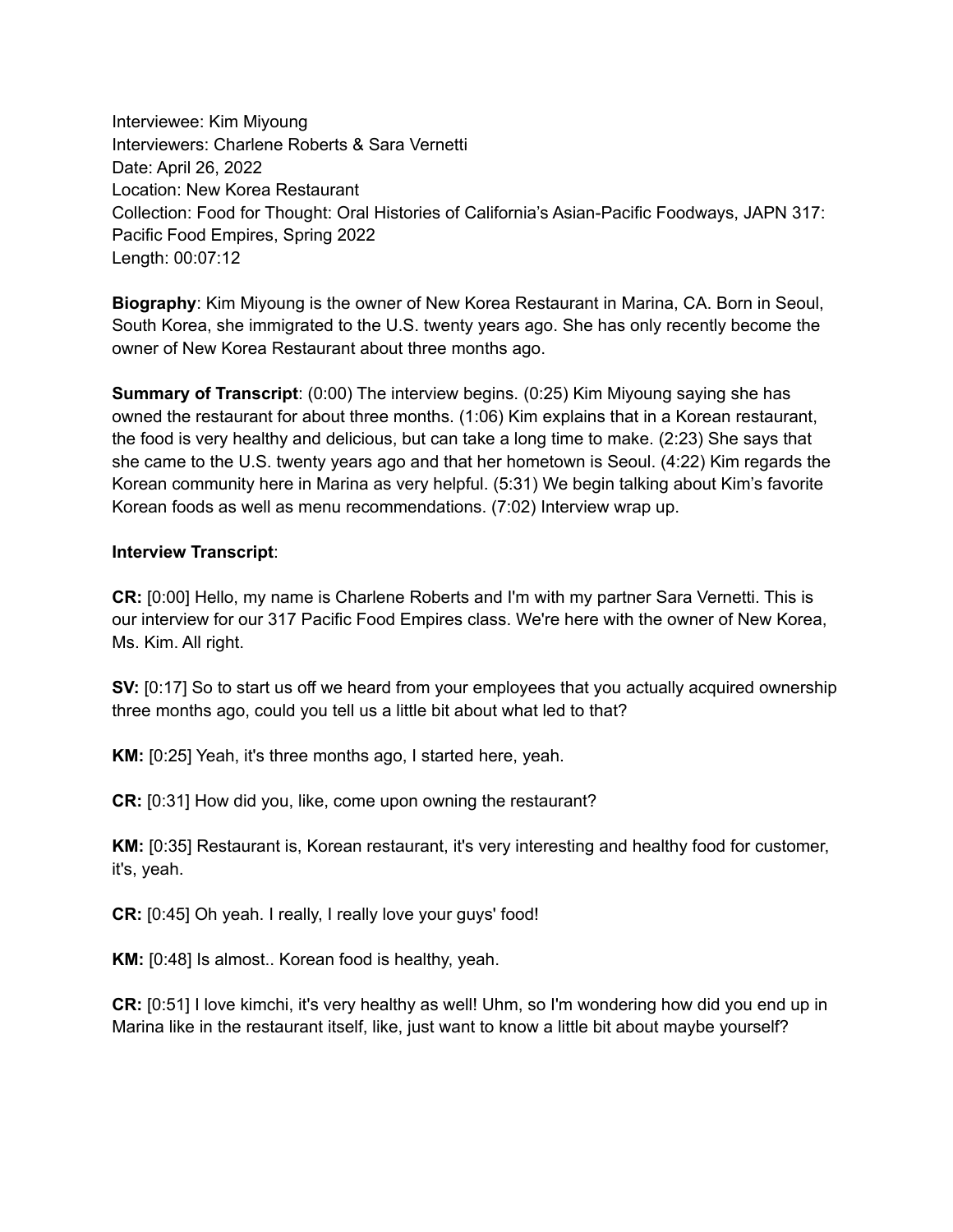Interviewee: Kim Miyoung
Interviewers: Charlene Roberts & Sara Vernetti
Date: April 26, 2022
Location: New Korea Restaurant
Collection: Food for Thought: Oral Histories of California's Asian-Pacific Foodways, JAPN 317: Pacific Food Empires, Spring 2022
Length: 00:07:12

**Biography**: Kim Miyoung is the owner of New Korea Restaurant in Marina, CA. Born in Seoul, South Korea, she immigrated to the U.S. twenty years ago. She has only recently become the owner of New Korea Restaurant about three months ago.

**Summary of Transcript**: (0:00) The interview begins. (0:25) Kim Miyoung saying she has owned the restaurant for about three months. (1:06) Kim explains that in a Korean restaurant, the food is very healthy and delicious, but can take a long time to make. (2:23) She says that she came to the U.S. twenty years ago and that her hometown is Seoul. (4:22) Kim regards the Korean community here in Marina as very helpful. (5:31) We begin talking about Kim's favorite Korean foods as well as menu recommendations. (7:02) Interview wrap up.

**Interview Transcript**:

**CR:** [0:00] Hello, my name is Charlene Roberts and I'm with my partner Sara Vernetti. This is our interview for our 317 Pacific Food Empires class. We're here with the owner of New Korea, Ms. Kim. All right.

**SV:** [0:17] So to start us off we heard from your employees that you actually acquired ownership three months ago, could you tell us a little bit about what led to that?

**KM:** [0:25] Yeah, it's three months ago, I started here, yeah.

**CR:** [0:31] How did you, like, come upon owning the restaurant?

**KM:** [0:35] Restaurant is, Korean restaurant, it's very interesting and healthy food for customer, it's, yeah.

**CR:** [0:45] Oh yeah. I really, I really love your guys' food!

**KM:** [0:48] Is almost.. Korean food is healthy, yeah.

**CR:** [0:51] I love kimchi, it's very healthy as well! Uhm, so I'm wondering how did you end up in Marina like in the restaurant itself, like, just want to know a little bit about maybe yourself?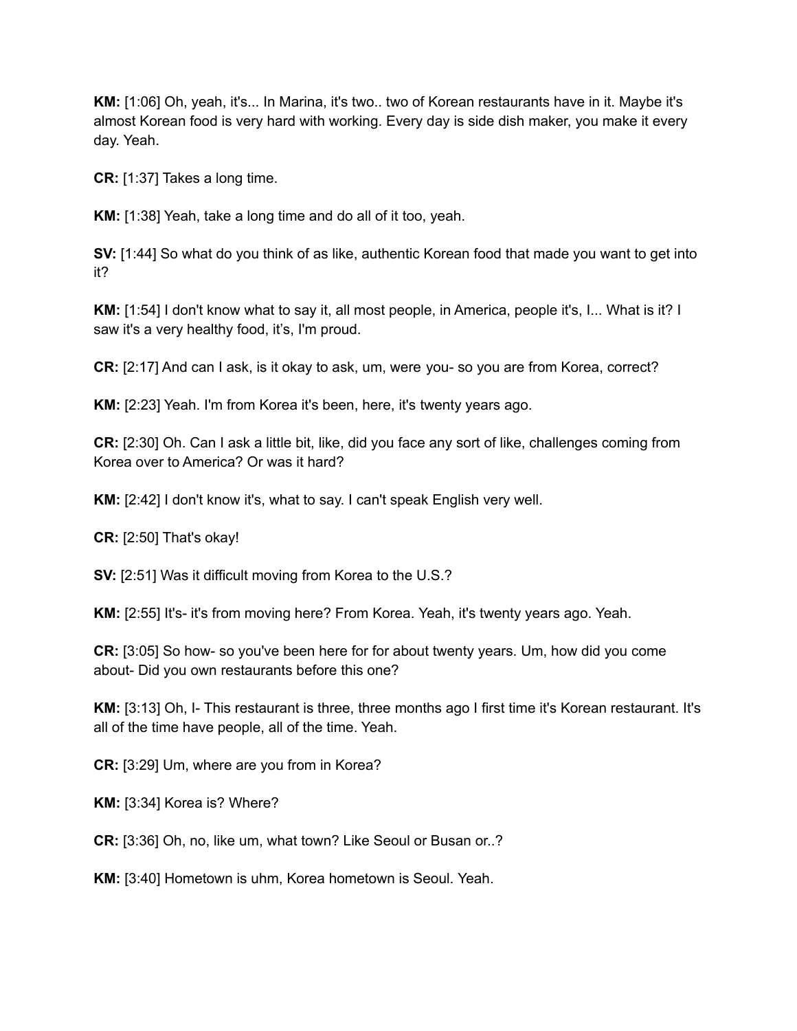**KM:** [1:06] Oh, yeah, it's... In Marina, it's two.. two of Korean restaurants have in it. Maybe it's almost Korean food is very hard with working. Every day is side dish maker, you make it every day. Yeah.

**CR:** [1:37] Takes a long time.

**KM:** [1:38] Yeah, take a long time and do all of it too, yeah.

**SV:** [1:44] So what do you think of as like, authentic Korean food that made you want to get into it?

**KM:** [1:54] I don't know what to say it, all most people, in America, people it's, I... What is it? I saw it's a very healthy food, it's, I'm proud.

**CR:** [2:17] And can I ask, is it okay to ask, um, were you- so you are from Korea, correct?

**KM:** [2:23] Yeah. I'm from Korea it's been, here, it's twenty years ago.

**CR:** [2:30] Oh. Can I ask a little bit, like, did you face any sort of like, challenges coming from Korea over to America? Or was it hard?

**KM:** [2:42] I don't know it's, what to say. I can't speak English very well.

**CR:** [2:50] That's okay!

**SV:** [2:51] Was it difficult moving from Korea to the U.S.?

**KM:** [2:55] It's- it's from moving here? From Korea. Yeah, it's twenty years ago. Yeah.

**CR:** [3:05] So how- so you've been here for for about twenty years. Um, how did you come about- Did you own restaurants before this one?

**KM:** [3:13] Oh, I- This restaurant is three, three months ago I first time it's Korean restaurant. It's all of the time have people, all of the time. Yeah.

**CR:** [3:29] Um, where are you from in Korea?

**KM:** [3:34] Korea is? Where?

**CR:** [3:36] Oh, no, like um, what town? Like Seoul or Busan or..?

**KM:** [3:40] Hometown is uhm, Korea hometown is Seoul. Yeah.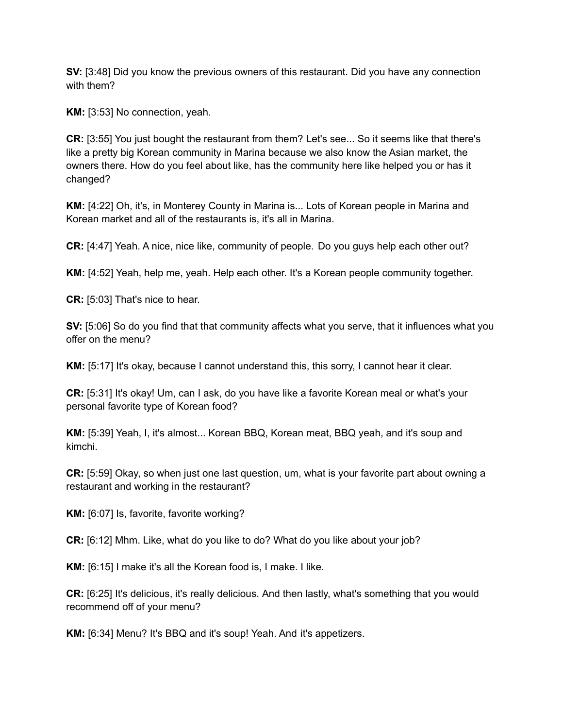**SV:** [3:48] Did you know the previous owners of this restaurant. Did you have any connection with them?

**KM:** [3:53] No connection, yeah.

**CR:** [3:55] You just bought the restaurant from them? Let's see... So it seems like that there's like a pretty big Korean community in Marina because we also know the Asian market, the owners there. How do you feel about like, has the community here like helped you or has it changed?

**KM:** [4:22] Oh, it's, in Monterey County in Marina is... Lots of Korean people in Marina and Korean market and all of the restaurants is, it's all in Marina.

**CR:** [4:47] Yeah. A nice, nice like, community of people. Do you guys help each other out?

**KM:** [4:52] Yeah, help me, yeah. Help each other. It's a Korean people community together.

**CR:** [5:03] That's nice to hear.

**SV:** [5:06] So do you find that that community affects what you serve, that it influences what you offer on the menu?

**KM:** [5:17] It's okay, because I cannot understand this, this sorry, I cannot hear it clear.

**CR:** [5:31] It's okay! Um, can I ask, do you have like a favorite Korean meal or what's your personal favorite type of Korean food?

**KM:** [5:39] Yeah, I, it's almost... Korean BBQ, Korean meat, BBQ yeah, and it's soup and kimchi.

**CR:** [5:59] Okay, so when just one last question, um, what is your favorite part about owning a restaurant and working in the restaurant?

**KM:** [6:07] Is, favorite, favorite working?

**CR:** [6:12] Mhm. Like, what do you like to do? What do you like about your job?

**KM:** [6:15] I make it's all the Korean food is, I make. I like.

**CR:** [6:25] It's delicious, it's really delicious. And then lastly, what's something that you would recommend off of your menu?

**KM:** [6:34] Menu? It's BBQ and it's soup! Yeah. And it's appetizers.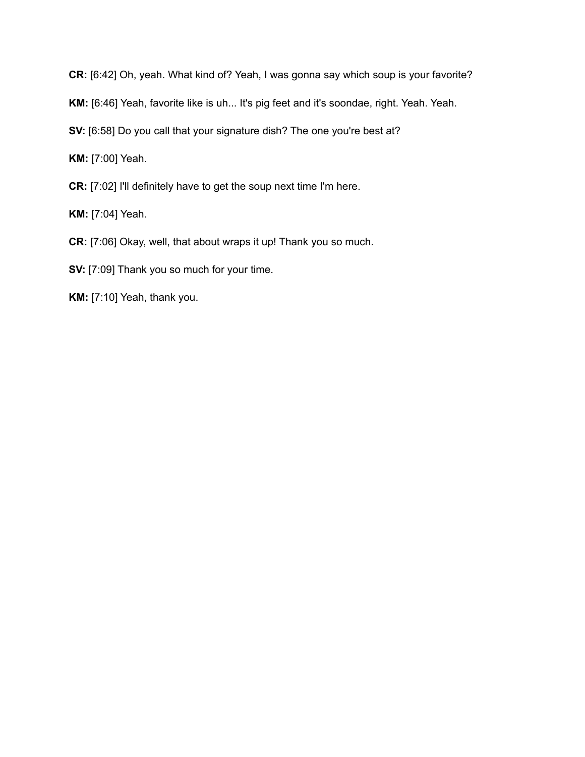**CR:** [6:42] Oh, yeah. What kind of? Yeah, I was gonna say which soup is your favorite?

**KM:** [6:46] Yeah, favorite like is uh... It's pig feet and it's soondae, right. Yeah. Yeah.

**SV:** [6:58] Do you call that your signature dish? The one you're best at?

**KM:** [7:00] Yeah.

**CR:** [7:02] I'll definitely have to get the soup next time I'm here.

**KM:** [7:04] Yeah.

**CR:** [7:06] Okay, well, that about wraps it up! Thank you so much.

**SV:** [7:09] Thank you so much for your time.

**KM:** [7:10] Yeah, thank you.